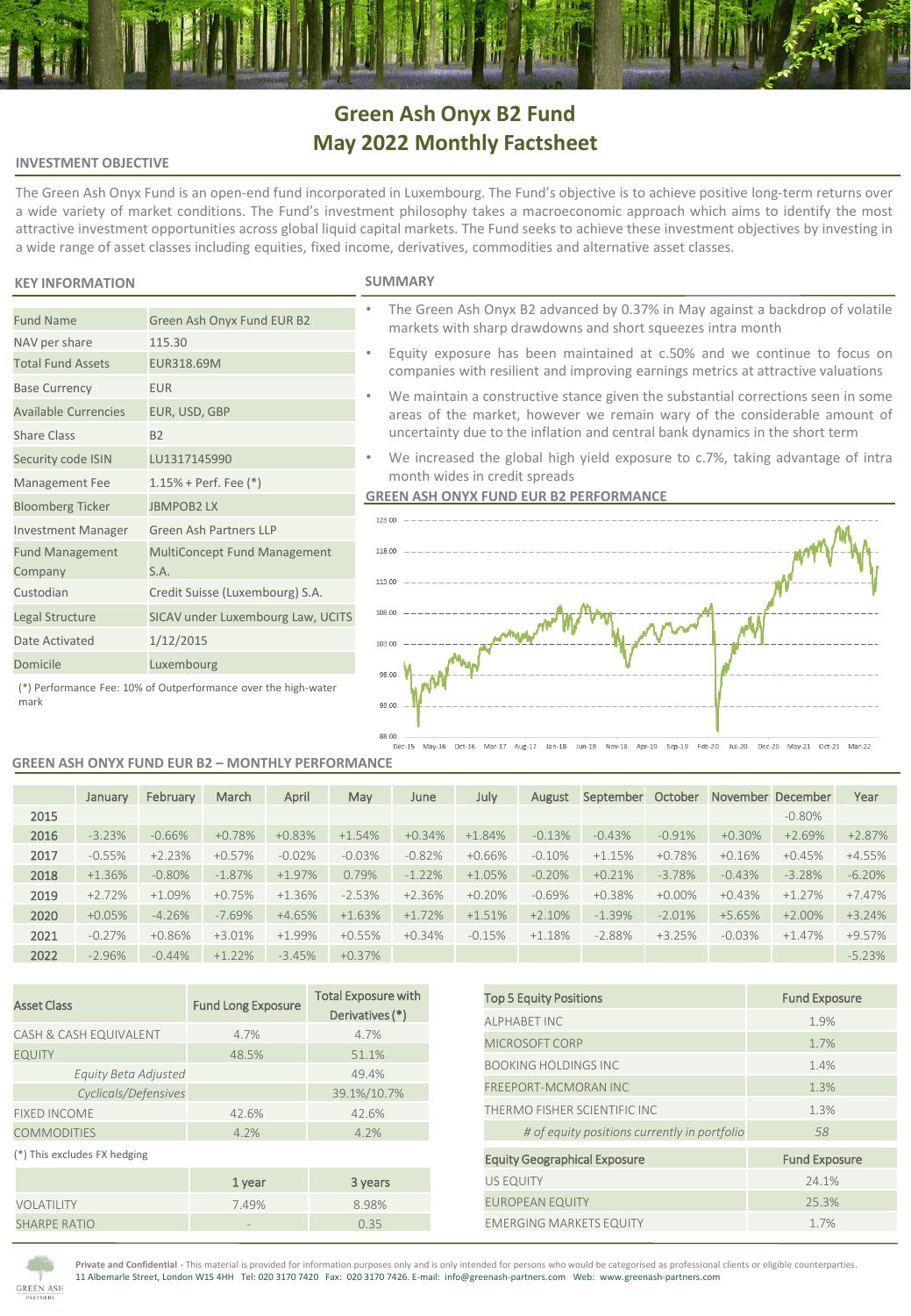# Green Ash Onyx B2 Fund
# May 2022 Monthly Factsheet

## INVESTMENT OBJECTIVE

The Green Ash Onyx Fund is an open-end fund incorporated in Luxembourg. The Fund's objective is to achieve positive long-term returns over a wide variety of market conditions. The Fund's investment philosophy takes a macroeconomic approach which aims to identify the most attractive investment opportunities across global liquid capital markets. The Fund seeks to achieve these investment objectives by investing in a wide range of asset classes including equities, fixed income, derivatives, commodities and alternative asset classes.

## KEY INFORMATION

| | |
|---|---|
| Fund Name | Green Ash Onyx Fund EUR B2 |
| NAV per share | 115.30 |
| Total Fund Assets | EUR318.69M |
| Base Currency | EUR |
| Available Currencies | EUR, USD, GBP |
| Share Class | B2 |
| Security code ISIN | LU1317145990 |
| Management Fee | 1.15% + Perf. Fee (*) |
| Bloomberg Ticker | JBMPOB2 LX |
| Investment Manager | Green Ash Partners LLP |
| Fund Management Company | MultiConcept Fund Management S.A. |
| Custodian | Credit Suisse (Luxembourg) S.A. |
| Legal Structure | SICAV under Luxembourg Law, UCITS |
| Date Activated | 1/12/2015 |
| Domicile | Luxembourg |

(*) Performance Fee: 10% of Outperformance over the high-water mark

## SUMMARY

- The Green Ash Onyx B2 advanced by 0.37% in May against a backdrop of volatile markets with sharp drawdowns and short squeezes intra month
- Equity exposure has been maintained at c.50% and we continue to focus on companies with resilient and improving earnings metrics at attractive valuations
- We maintain a constructive stance given the substantial corrections seen in some areas of the market, however we remain wary of the considerable amount of uncertainty due to the inflation and central bank dynamics in the short term
- We increased the global high yield exposure to c.7%, taking advantage of intra month wides in credit spreads

## GREEN ASH ONYX FUND EUR B2 PERFORMANCE

## GREEN ASH ONYX FUND EUR B2 – MONTHLY PERFORMANCE

| | January | February | March | April | May | June | July | August | September | October | November | December | Year |
|---|---|---|---|---|---|---|---|---|---|---|---|---|---|
| 2015 | | | | | | | | | | | | -0.80% | |
| 2016 | -3.23% | -0.66% | +0.78% | +0.83% | +1.54% | +0.34% | +1.84% | -0.13% | -0.43% | -0.91% | +0.30% | +2.69% | +2.87% |
| 2017 | -0.55% | +2.23% | +0.57% | -0.02% | -0.03% | -0.82% | +0.66% | -0.10% | +1.15% | +0.78% | +0.16% | +0.45% | +4.55% |
| 2018 | +1.36% | -0.80% | -1.87% | +1.97% | 0.79% | -1.22% | +1.05% | -0.20% | +0.21% | -3.78% | -0.43% | -3.28% | -6.20% |
| 2019 | +2.72% | +1.09% | +0.75% | +1.36% | -2.53% | +2.36% | +0.20% | -0.69% | +0.38% | +0.00% | +0.43% | +1.27% | +7.47% |
| 2020 | +0.05% | -4.26% | -7.69% | +4.65% | +1.63% | +1.72% | +1.51% | +2.10% | -1.39% | -2.01% | +5.65% | +2.00% | +3.24% |
| 2021 | -0.27% | +0.86% | +3.01% | +1.99% | +0.55% | +0.34% | -0.15% | +1.18% | -2.88% | +3.25% | -0.03% | +1.47% | +9.57% |
| 2022 | -2.96% | -0.44% | +1.22% | -3.45% | +0.37% | | | | | | | | -5.23% |

| Asset Class | Fund Long Exposure | Total Exposure with Derivatives (*) |
|---|---|---|
| CASH & CASH EQUIVALENT | 4.7% | 4.7% |
| EQUITY | 48.5% | 51.1% |
| *Equity Beta Adjusted* | | 49.4% |
| *Cyclicals/Defensives* | | 39.1%/10.7% |
| FIXED INCOME | 42.6% | 42.6% |
| COMMODITIES | 4.2% | 4.2% |

(*) This excludes FX hedging

| | 1 year | 3 years |
|---|---|---|
| VOLATILITY | 7.49% | 8.98% |
| SHARPE RATIO | - | 0.35 |

| Top 5 Equity Positions | Fund Exposure |
|---|---|
| ALPHABET INC | 1.9% |
| MICROSOFT CORP | 1.7% |
| BOOKING HOLDINGS INC | 1.4% |
| FREEPORT-MCMORAN INC | 1.3% |
| THERMO FISHER SCIENTIFIC INC | 1.3% |
| *# of equity positions currently in portfolio* | *58* |

| Equity Geographical Exposure | Fund Exposure |
|---|---|
| US EQUITY | 24.1% |
| EUROPEAN EQUITY | 25.3% |
| EMERGING MARKETS EQUITY | 1.7% |

**Private and Confidential** - This material is provided for information purposes only and is only intended for persons who would be categorised as professional clients or eligible counterparties.
11 Albemarle Street, London W1S 4HH Tel: 020 3170 7420 Fax: 020 3170 7426. E-mail: info@greenash-partners.com Web: www.greenash-partners.com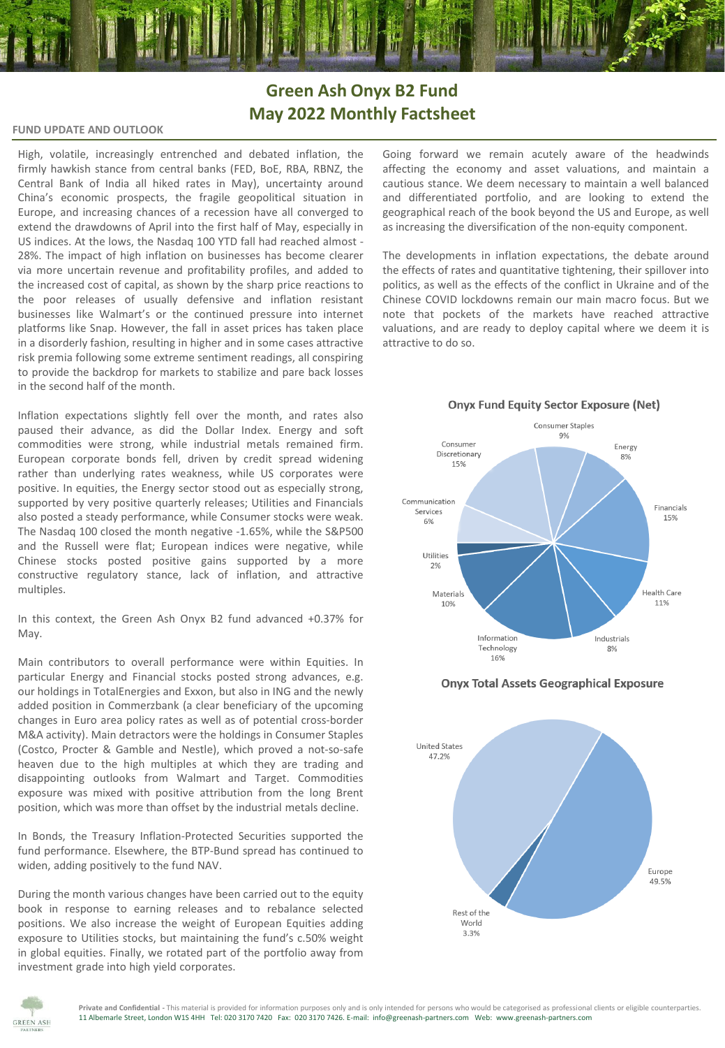# Green Ash Onyx B2 Fund
# May 2022 Monthly Factsheet

## FUND UPDATE AND OUTLOOK

High, volatile, increasingly entrenched and debated inflation, the firmly hawkish stance from central banks (FED, BoE, RBA, RBNZ, the Central Bank of India all hiked rates in May), uncertainty around China's economic prospects, the fragile geopolitical situation in Europe, and increasing chances of a recession have all converged to extend the drawdowns of April into the first half of May, especially in US indices. At the lows, the Nasdaq 100 YTD fall had reached almost -28%. The impact of high inflation on businesses has become clearer via more uncertain revenue and profitability profiles, and added to the increased cost of capital, as shown by the sharp price reactions to the poor releases of usually defensive and inflation resistant businesses like Walmart's or the continued pressure into internet platforms like Snap. However, the fall in asset prices has taken place in a disorderly fashion, resulting in higher and in some cases attractive risk premia following some extreme sentiment readings, all conspiring to provide the backdrop for markets to stabilize and pare back losses in the second half of the month.

Inflation expectations slightly fell over the month, and rates also paused their advance, as did the Dollar Index. Energy and soft commodities were strong, while industrial metals remained firm. European corporate bonds fell, driven by credit spread widening rather than underlying rates weakness, while US corporates were positive. In equities, the Energy sector stood out as especially strong, supported by very positive quarterly releases; Utilities and Financials also posted a steady performance, while Consumer stocks were weak. The Nasdaq 100 closed the month negative -1.65%, while the S&P500 and the Russell were flat; European indices were negative, while Chinese stocks posted positive gains supported by a more constructive regulatory stance, lack of inflation, and attractive multiples.

In this context, the Green Ash Onyx B2 fund advanced +0.37% for May.

Main contributors to overall performance were within Equities. In particular Energy and Financial stocks posted strong advances, e.g. our holdings in TotalEnergies and Exxon, but also in ING and the newly added position in Commerzbank (a clear beneficiary of the upcoming changes in Euro area policy rates as well as of potential cross-border M&A activity). Main detractors were the holdings in Consumer Staples (Costco, Procter & Gamble and Nestle), which proved a not-so-safe heaven due to the high multiples at which they are trading and disappointing outlooks from Walmart and Target. Commodities exposure was mixed with positive attribution from the long Brent position, which was more than offset by the industrial metals decline.

In Bonds, the Treasury Inflation-Protected Securities supported the fund performance. Elsewhere, the BTP-Bund spread has continued to widen, adding positively to the fund NAV.

During the month various changes have been carried out to the equity book in response to earning releases and to rebalance selected positions. We also increase the weight of European Equities adding exposure to Utilities stocks, but maintaining the fund's c.50% weight in global equities. Finally, we rotated part of the portfolio away from investment grade into high yield corporates.

Going forward we remain acutely aware of the headwinds affecting the economy and asset valuations, and maintain a cautious stance. We deem necessary to maintain a well balanced and differentiated portfolio, and are looking to extend the geographical reach of the book beyond the US and Europe, as well as increasing the diversification of the non-equity component.

The developments in inflation expectations, the debate around the effects of rates and quantitative tightening, their spillover into politics, as well as the effects of the conflict in Ukraine and of the Chinese COVID lockdowns remain our main macro focus. But we note that pockets of the markets have reached attractive valuations, and are ready to deploy capital where we deem it is attractive to do so.

### Onyx Fund Equity Sector Exposure (Net)

| Sector | Exposure |
|---|---|
| Consumer Staples | 9% |
| Energy | 8% |
| Financials | 15% |
| Health Care | 11% |
| Industrials | 8% |
| Information Technology | 16% |
| Materials | 10% |
| Utilities | 2% |
| Communication Services | 6% |
| Consumer Discretionary | 15% |

### Onyx Total Assets Geographical Exposure

| Region | Exposure |
|---|---|
| United States | 47.2% |
| Europe | 49.5% |
| Rest of the World | 3.3% |

**Private and Confidential** - This material is provided for information purposes only and is only intended for persons who would be categorised as professional clients or eligible counterparties.
11 Albemarle Street, London W1S 4HH Tel: 020 3170 7420 Fax: 020 3170 7426. E-mail: info@greenash-partners.com Web: www.greenash-partners.com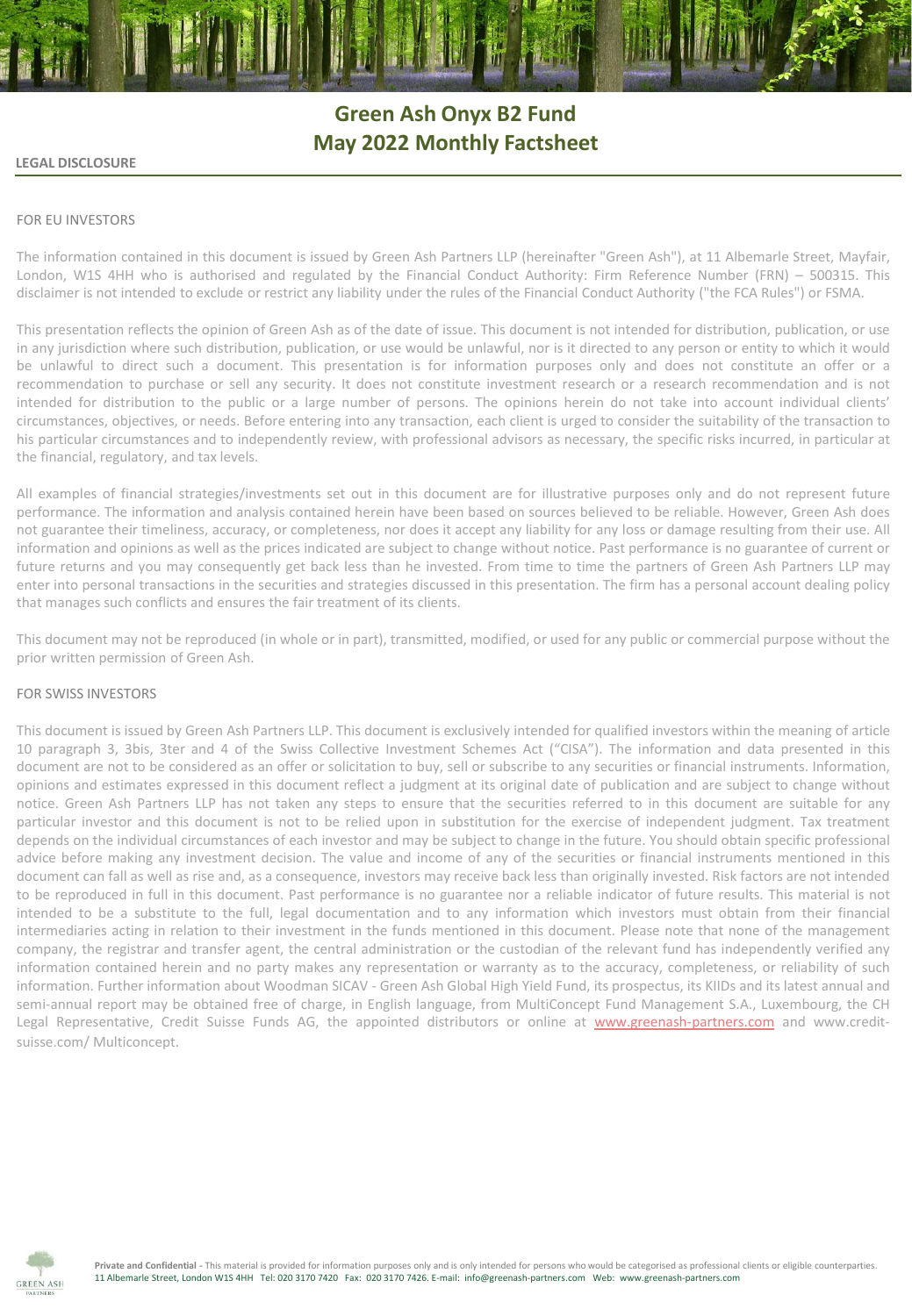# Green Ash Onyx B2 Fund
# May 2022 Monthly Factsheet

**LEGAL DISCLOSURE**

FOR EU INVESTORS

The information contained in this document is issued by Green Ash Partners LLP (hereinafter "Green Ash"), at 11 Albemarle Street, Mayfair, London, W1S 4HH who is authorised and regulated by the Financial Conduct Authority: Firm Reference Number (FRN) – 500315. This disclaimer is not intended to exclude or restrict any liability under the rules of the Financial Conduct Authority ("the FCA Rules") or FSMA.

This presentation reflects the opinion of Green Ash as of the date of issue. This document is not intended for distribution, publication, or use in any jurisdiction where such distribution, publication, or use would be unlawful, nor is it directed to any person or entity to which it would be unlawful to direct such a document. This presentation is for information purposes only and does not constitute an offer or a recommendation to purchase or sell any security. It does not constitute investment research or a research recommendation and is not intended for distribution to the public or a large number of persons. The opinions herein do not take into account individual clients' circumstances, objectives, or needs. Before entering into any transaction, each client is urged to consider the suitability of the transaction to his particular circumstances and to independently review, with professional advisors as necessary, the specific risks incurred, in particular at the financial, regulatory, and tax levels.

All examples of financial strategies/investments set out in this document are for illustrative purposes only and do not represent future performance. The information and analysis contained herein have been based on sources believed to be reliable. However, Green Ash does not guarantee their timeliness, accuracy, or completeness, nor does it accept any liability for any loss or damage resulting from their use. All information and opinions as well as the prices indicated are subject to change without notice. Past performance is no guarantee of current or future returns and you may consequently get back less than he invested. From time to time the partners of Green Ash Partners LLP may enter into personal transactions in the securities and strategies discussed in this presentation. The firm has a personal account dealing policy that manages such conflicts and ensures the fair treatment of its clients.

This document may not be reproduced (in whole or in part), transmitted, modified, or used for any public or commercial purpose without the prior written permission of Green Ash.

FOR SWISS INVESTORS

This document is issued by Green Ash Partners LLP. This document is exclusively intended for qualified investors within the meaning of article 10 paragraph 3, 3bis, 3ter and 4 of the Swiss Collective Investment Schemes Act ("CISA"). The information and data presented in this document are not to be considered as an offer or solicitation to buy, sell or subscribe to any securities or financial instruments. Information, opinions and estimates expressed in this document reflect a judgment at its original date of publication and are subject to change without notice. Green Ash Partners LLP has not taken any steps to ensure that the securities referred to in this document are suitable for any particular investor and this document is not to be relied upon in substitution for the exercise of independent judgment. Tax treatment depends on the individual circumstances of each investor and may be subject to change in the future. You should obtain specific professional advice before making any investment decision. The value and income of any of the securities or financial instruments mentioned in this document can fall as well as rise and, as a consequence, investors may receive back less than originally invested. Risk factors are not intended to be reproduced in full in this document. Past performance is no guarantee nor a reliable indicator of future results. This material is not intended to be a substitute to the full, legal documentation and to any information which investors must obtain from their financial intermediaries acting in relation to their investment in the funds mentioned in this document. Please note that none of the management company, the registrar and transfer agent, the central administration or the custodian of the relevant fund has independently verified any information contained herein and no party makes any representation or warranty as to the accuracy, completeness, or reliability of such information. Further information about Woodman SICAV - Green Ash Global High Yield Fund, its prospectus, its KIIDs and its latest annual and semi-annual report may be obtained free of charge, in English language, from MultiConcept Fund Management S.A., Luxembourg, the CH Legal Representative, Credit Suisse Funds AG, the appointed distributors or online at www.greenash-partners.com and www.credit-suisse.com/ Multiconcept.

**Private and Confidential** - This material is provided for information purposes only and is only intended for persons who would be categorised as professional clients or eligible counterparties.
11 Albemarle Street, London W1S 4HH Tel: 020 3170 7420 Fax: 020 3170 7426. E-mail: info@greenash-partners.com Web: www.greenash-partners.com